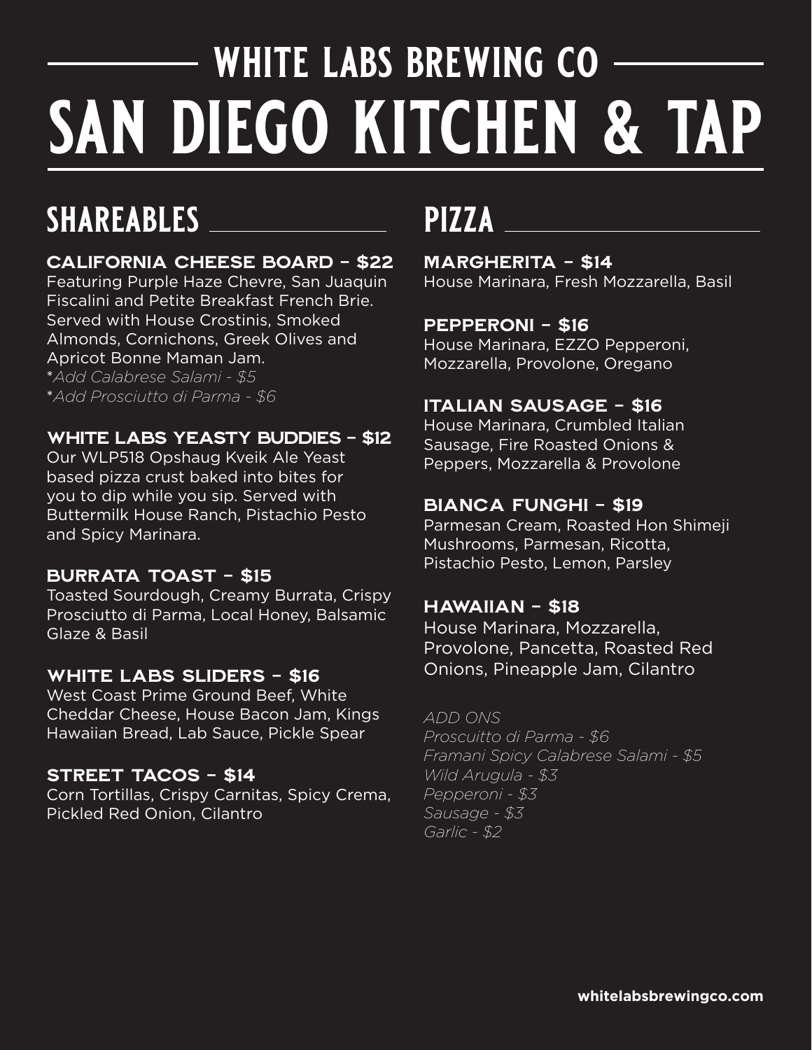# WHITE LABS BREWING CO

# SAN DIEGO KITCHEN & TAP

## SHAREABLES

### CALIFORNIA CHEESE BOARD – $22

Featuring Purple Haze Chevre, San Juaquin Fiscalini and Petite Breakfast French Brie. Served with House Crostinis, Smoked Almonds, Cornichons, Greek Olives and Apricot Bonne Maman Jam.

**Add Calabrese Salami - $5*

**Add Prosciutto di Parma - $6*

### WHITE LABS YEASTY BUDDIES – $12

Our WLP518 Opshaug Kveik Ale Yeast based pizza crust baked into bites for you to dip while you sip. Served with Buttermilk House Ranch, Pistachio Pesto and Spicy Marinara.

### BURRATA TOAST – $15

Toasted Sourdough, Creamy Burrata, Crispy Prosciutto di Parma, Local Honey, Balsamic Glaze & Basil

### WHITE LABS SLIDERS – $16

West Coast Prime Ground Beef, White Cheddar Cheese, House Bacon Jam, Kings Hawaiian Bread, Lab Sauce, Pickle Spear

### STREET TACOS – $14

Corn Tortillas, Crispy Carnitas, Spicy Crema, Pickled Red Onion, Cilantro

## PIZZA

### MARGHERITA – $14

House Marinara, Fresh Mozzarella, Basil

### PEPPERONI – $16

House Marinara, EZZO Pepperoni, Mozzarella, Provolone, Oregano

### ITALIAN SAUSAGE – $16

House Marinara, Crumbled Italian Sausage, Fire Roasted Onions & Peppers, Mozzarella & Provolone

### BIANCA FUNGHI – $19

Parmesan Cream, Roasted Hon Shimeji Mushrooms, Parmesan, Ricotta, Pistachio Pesto, Lemon, Parsley

### HAWAIIAN – $18

House Marinara, Mozzarella, Provolone, Pancetta, Roasted Red Onions, Pineapple Jam, Cilantro

*ADD ONS*

*Proscuitto di Parma - $6*

*Framani Spicy Calabrese Salami - $5*

*Wild Arugula - $3*

*Pepperoni - $3*

*Sausage - $3*

*Garlic - $2*

**whitelabsbrewingco.com**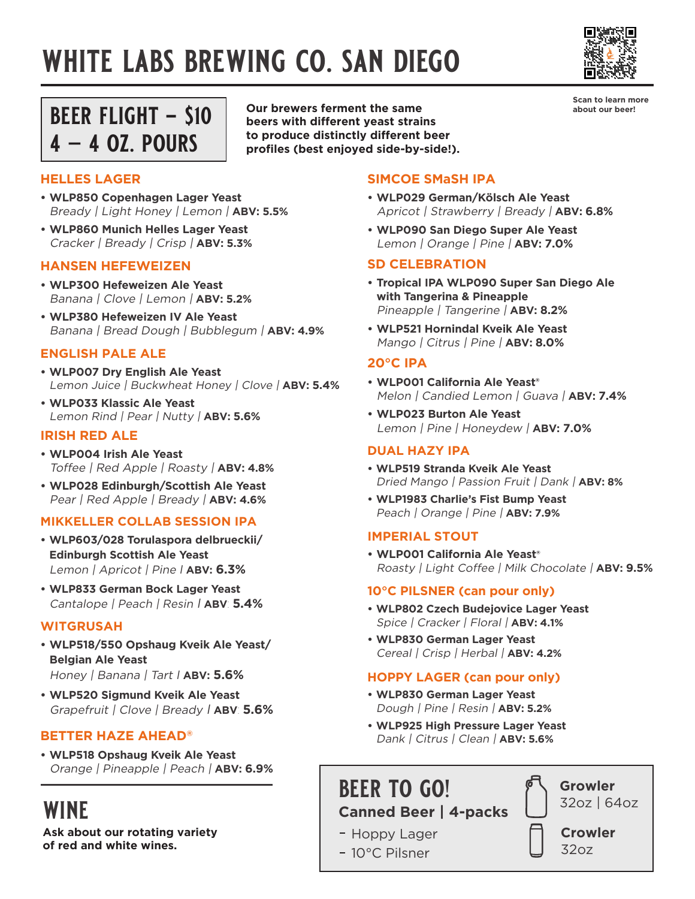# WHITE LABS BREWING CO. SAN DIEGO

Scan to learn more about our beer!

## BEER FLIGHT – $10
## 4 – 4 OZ. POURS

**Our brewers ferment the same beers with different yeast strains to produce distinctly different beer profiles (best enjoyed side-by-side!).**

### HELLES LAGER

- **WLP850 Copenhagen Lager Yeast**
  *Bready | Light Honey | Lemon* | **ABV: 5.5%**
- **WLP860 Munich Helles Lager Yeast**
  *Cracker | Bready | Crisp* | **ABV: 5.3%**

### HANSEN HEFEWEIZEN

- **WLP300 Hefeweizen Ale Yeast**
  *Banana | Clove | Lemon* | **ABV: 5.2%**
- **WLP380 Hefeweizen IV Ale Yeast**
  *Banana | Bread Dough | Bubblegum* | **ABV: 4.9%**

### ENGLISH PALE ALE

- **WLP007 Dry English Ale Yeast**
  *Lemon Juice | Buckwheat Honey | Clove* | **ABV: 5.4%**
- **WLP033 Klassic Ale Yeast**
  *Lemon Rind | Pear | Nutty* | **ABV: 5.6%**

### IRISH RED ALE

- **WLP004 Irish Ale Yeast**
  *Toffee | Red Apple | Roasty* | **ABV: 4.8%**
- **WLP028 Edinburgh/Scottish Ale Yeast**
  *Pear | Red Apple | Bready* | **ABV: 4.6%**

### MIKKELLER COLLAB SESSION IPA

- **WLP603/028 Torulaspora delbrueckii/ Edinburgh Scottish Ale Yeast**
  *Lemon | Apricot | Pine* | **ABV: 6.3%**
- **WLP833 German Bock Lager Yeast**
  *Cantalope | Peach | Resin* | **ABV: 5.4%**

### WITGRUSAH

- **WLP518/550 Opshaug Kveik Ale Yeast/ Belgian Ale Yeast**
  *Honey | Banana | Tart* | **ABV: 5.6%**
- **WLP520 Sigmund Kveik Ale Yeast**
  *Grapefruit | Clove | Bready* | **ABV: 5.6%**

### BETTER HAZE AHEAD®

- **WLP518 Opshaug Kveik Ale Yeast**
  *Orange | Pineapple | Peach* | **ABV: 6.9%**

### SIMCOE SMaSH IPA

- **WLP029 German/Kölsch Ale Yeast**
  *Apricot | Strawberry | Bready* | **ABV: 6.8%**
- **WLP090 San Diego Super Ale Yeast**
  *Lemon | Orange | Pine* | **ABV: 7.0%**

### SD CELEBRATION

- **Tropical IPA WLP090 Super San Diego Ale with Tangerina & Pineapple**
  *Pineapple | Tangerine* | **ABV: 8.2%**
- **WLP521 Hornindal Kveik Ale Yeast**
  *Mango | Citrus | Pine* | **ABV: 8.0%**

### 20°C IPA

- **WLP001 California Ale Yeast®**
  *Melon | Candied Lemon | Guava* | **ABV: 7.4%**
- **WLP023 Burton Ale Yeast**
  *Lemon | Pine | Honeydew* | **ABV: 7.0%**

### DUAL HAZY IPA

- **WLP519 Stranda Kveik Ale Yeast**
  *Dried Mango | Passion Fruit | Dank* | **ABV: 8%**
- **WLP1983 Charlie's Fist Bump Yeast**
  *Peach | Orange | Pine* | **ABV: 7.9%**

### IMPERIAL STOUT

- **WLP001 California Ale Yeast®**
  *Roasty | Light Coffee | Milk Chocolate* | **ABV: 9.5%**

### 10°C PILSNER (can pour only)

- **WLP802 Czech Budejovice Lager Yeast**
  *Spice | Cracker | Floral* | **ABV: 4.1%**
- **WLP830 German Lager Yeast**
  *Cereal | Crisp | Herbal* | **ABV: 4.2%**

### HOPPY LAGER (can pour only)

- **WLP830 German Lager Yeast**
  *Dough | Pine | Resin* | **ABV: 5.2%**
- **WLP925 High Pressure Lager Yeast**
  *Dank | Citrus | Clean* | **ABV: 5.6%**

## WINE

**Ask about our rotating variety of red and white wines.**

## BEER TO GO!

**Canned Beer | 4-packs**

- Hoppy Lager
- 10°C Pilsner

**Growler**
32oz | 64oz

**Crowler**
32oz